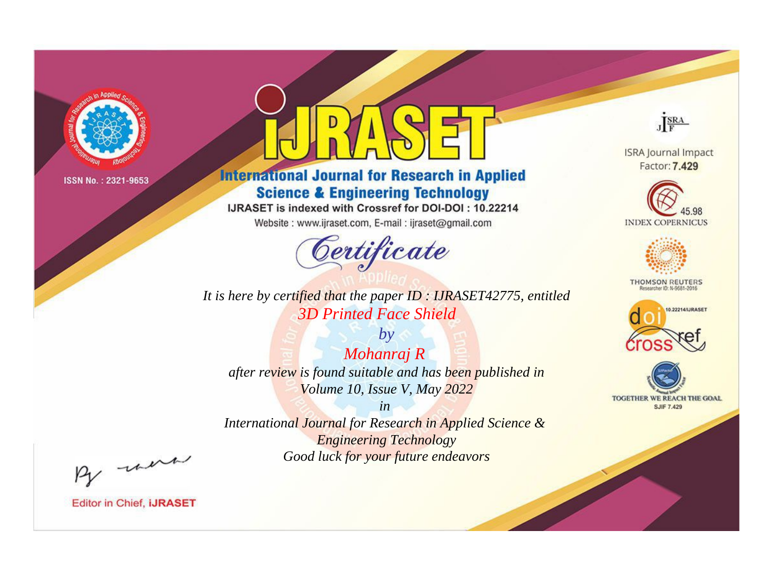ISSN No. : 2321-9653

# IJRASET

## International Journal for Research in Applied Science & Engineering Technology

IJRASET is indexed with Crossref for DOI-DOI : 10.22214

Website : www.ijraset.com, E-mail : ijraset@gmail.com

ISRA Journal Impact Factor: **7.429**

45.98 INDEX COPERNICUS

THOMSON REUTERS Researcher ID: N-9681-2016

10.22214/IJRASET

TOGETHER WE REACH THE GOAL SJIF 7.429

# *Certificate*

*It is here by certified that the paper ID : IJRASET42775, entitled*

*3D Printed Face Shield*

*by*

*Mohanraj R*

*after review is found suitable and has been published in*

*Volume 10, Issue V, May 2022*

*in*

*International Journal for Research in Applied Science & Engineering Technology*

*Good luck for your future endeavors*

Editor in Chief, **IJRASET**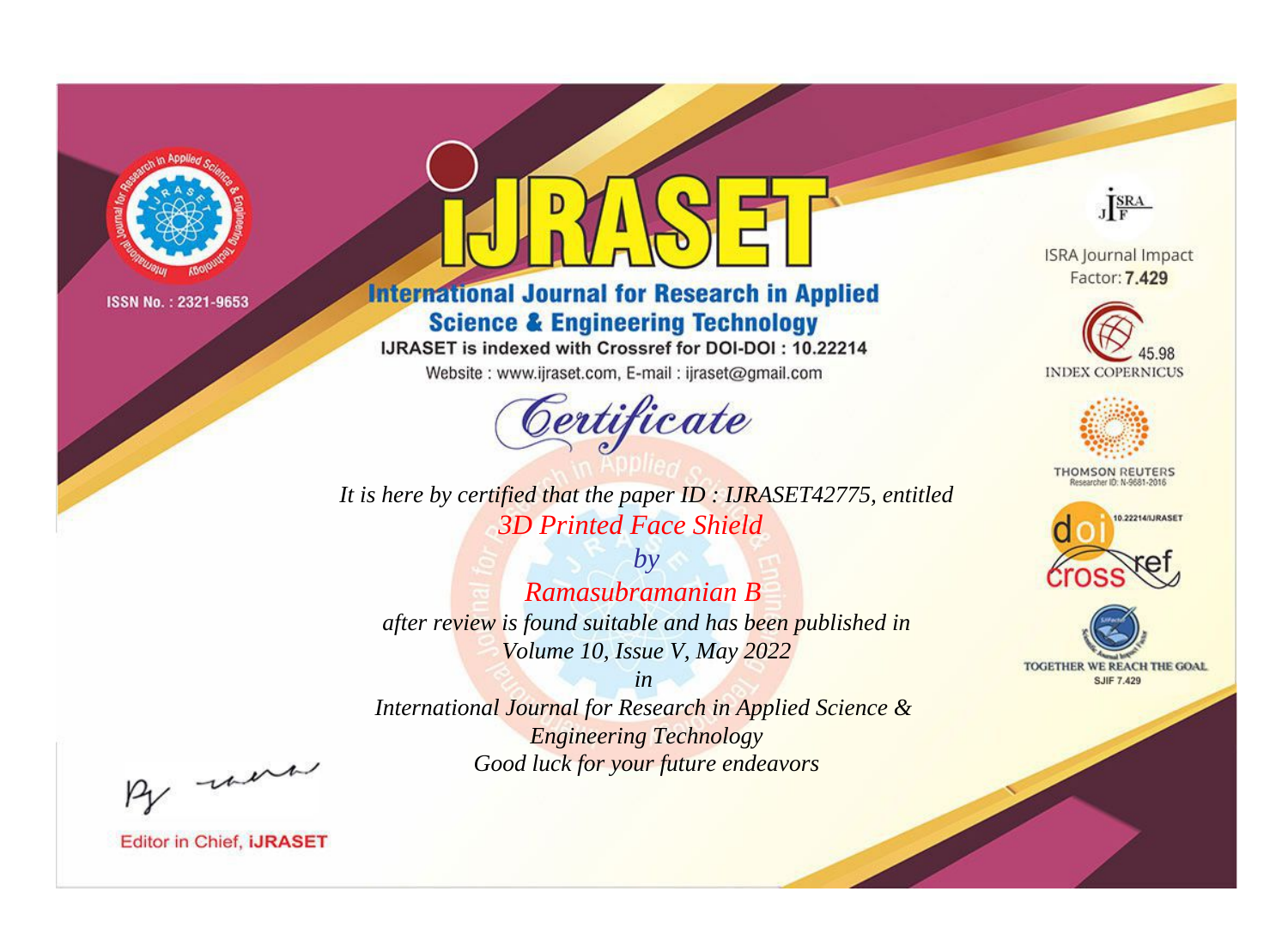ISSN No. : 2321-9653

# IJRASET

## International Journal for Research in Applied Science & Engineering Technology

IJRASET is indexed with Crossref for DOI-DOI : 10.22214

Website : www.ijraset.com, E-mail : ijraset@gmail.com

*Certificate*

*It is here by certified that the paper ID : IJRASET42775, entitled*

*3D Printed Face Shield*

*by*

*Ramasubramanian B*

*after review is found suitable and has been published in*

*Volume 10, Issue V, May 2022*

*in*

*International Journal for Research in Applied Science & Engineering Technology*

*Good luck for your future endeavors*

ISRA Journal Impact Factor: **7.429**

45.98 INDEX COPERNICUS

THOMSON REUTERS Researcher ID: N-9681-2016

10.22214/IJRASET crossref

TOGETHER WE REACH THE GOAL SJIF 7.429

Editor in Chief, **iJRASET**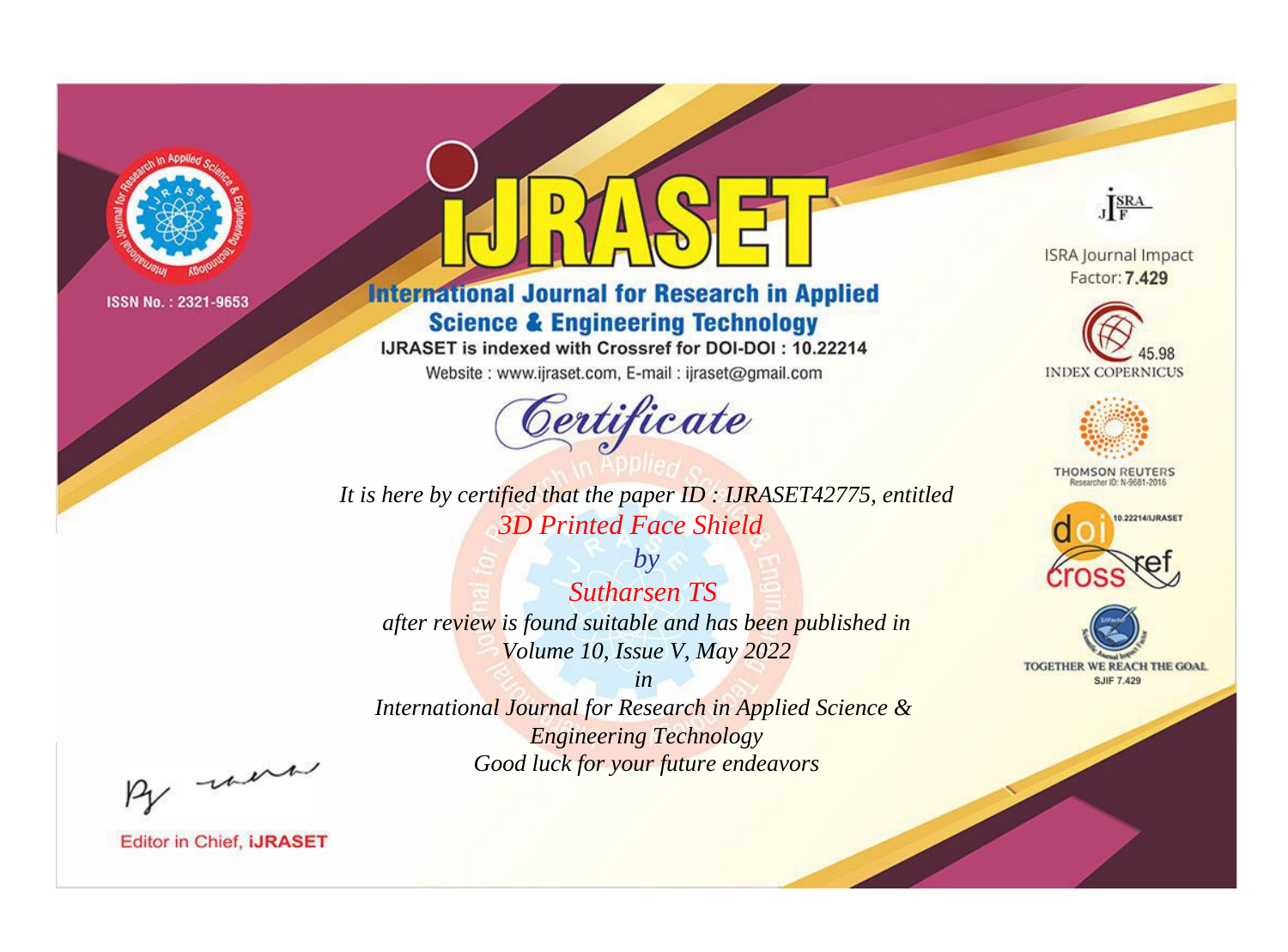ISSN No. : 2321-9653

# iJRASET

## International Journal for Research in Applied Science & Engineering Technology

IJRASET is indexed with Crossref for DOI-DOI : 10.22214

Website : www.ijraset.com, E-mail : ijraset@gmail.com

# Certificate

*It is here by certified that the paper ID : IJRASET42775, entitled*

*3D Printed Face Shield*

*by*

*Sutharsen TS*

*after review is found suitable and has been published in*

*Volume 10, Issue V, May 2022*

*in*

*International Journal for Research in Applied Science & Engineering Technology*

*Good luck for your future endeavors*

ISRA Journal Impact Factor: **7.429**

45.98 INDEX COPERNICUS

THOMSON REUTERS Researcher ID: N-9681-2016

10.22214/IJRASET

TOGETHER WE REACH THE GOAL SJIF 7.429

Editor in Chief, **iJRASET**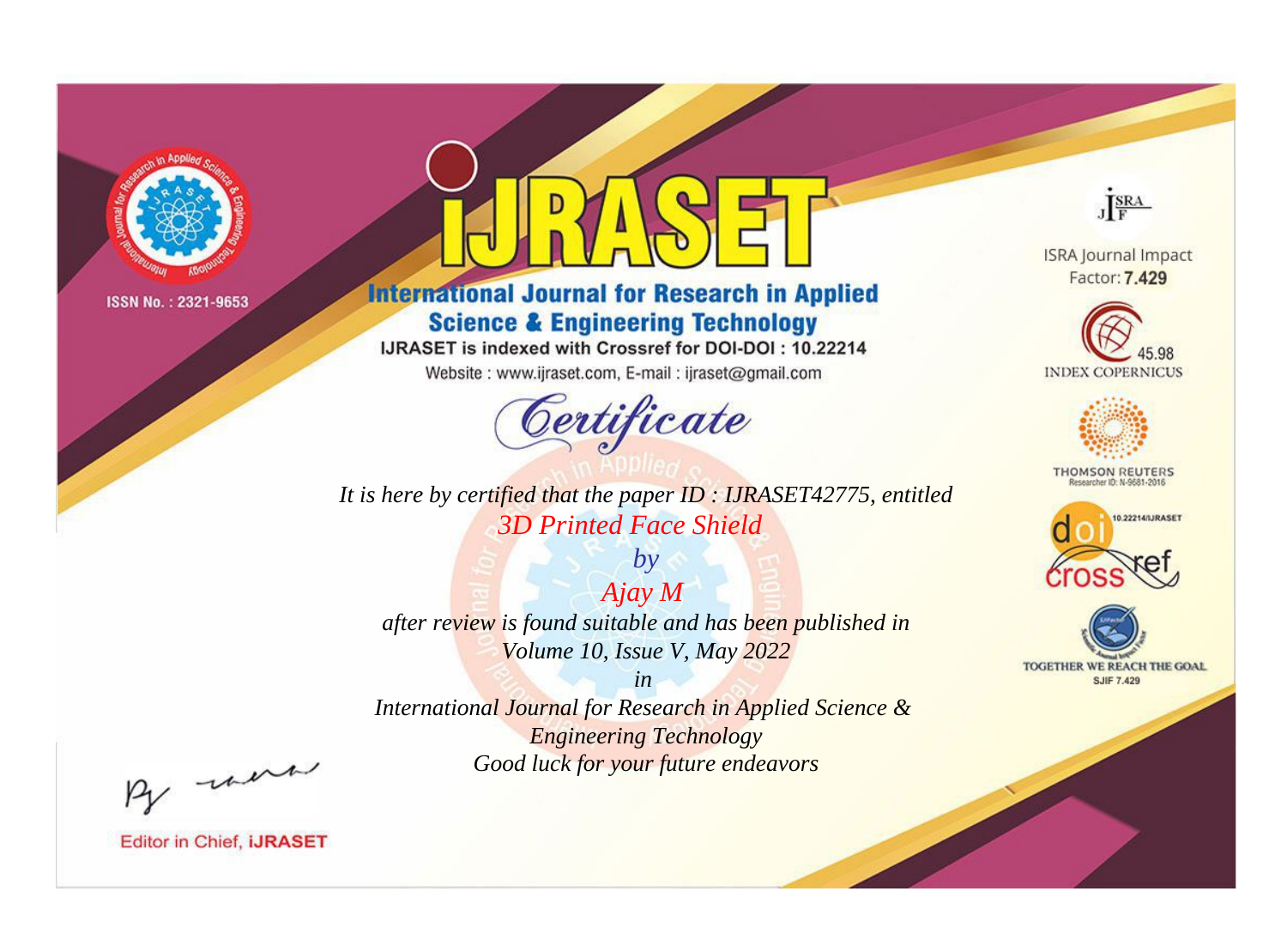ISSN No. : 2321-9653

# iJRASET

## International Journal for Research in Applied Science & Engineering Technology

IJRASET is indexed with Crossref for DOI-DOI : 10.22214

Website : www.ijraset.com, E-mail : ijraset@gmail.com

ISRA Journal Impact Factor: **7.429**

45.98 INDEX COPERNICUS

THOMSON REUTERS Researcher ID: N-9681-2016

10.22214/IJRASET

TOGETHER WE REACH THE GOAL SJIF 7.429

# *Certificate*

*It is here by certified that the paper ID : IJRASET42775, entitled*

*3D Printed Face Shield*

*by*

*Ajay M*

*after review is found suitable and has been published in*

*Volume 10, Issue V, May 2022*

*in*

*International Journal for Research in Applied Science & Engineering Technology*

*Good luck for your future endeavors*

Editor in Chief, **iJRASET**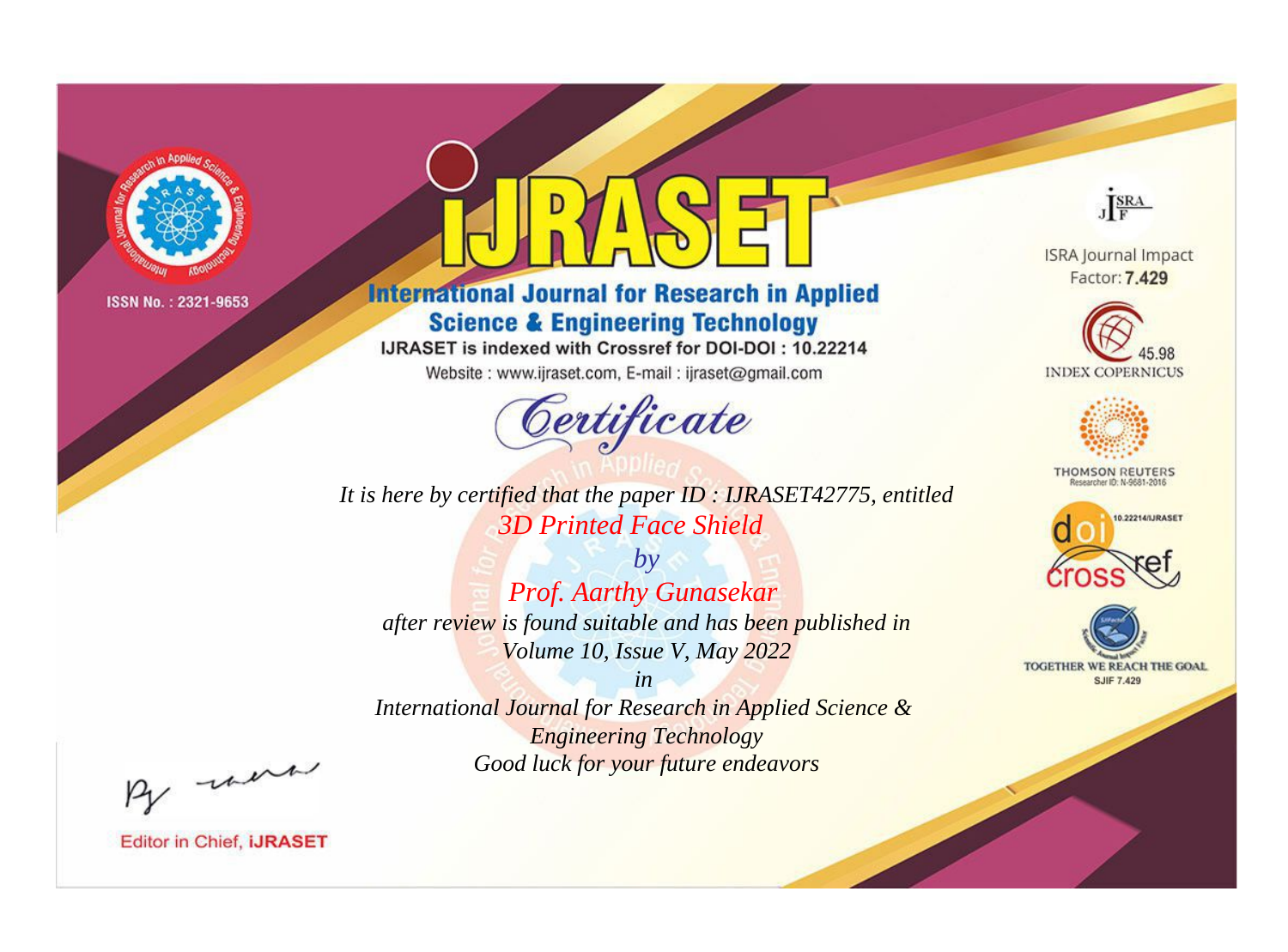ISSN No. : 2321-9653

# iJRASET

## International Journal for Research in Applied Science & Engineering Technology

IJRASET is indexed with Crossref for DOI-DOI : 10.22214

Website : www.ijraset.com, E-mail : ijraset@gmail.com

*Certificate*

*It is here by certified that the paper ID : IJRASET42775, entitled*

*3D Printed Face Shield*

*by*

*Prof. Aarthy Gunasekar*

*after review is found suitable and has been published in*

*Volume 10, Issue V, May 2022*

*in*

*International Journal for Research in Applied Science & Engineering Technology*

*Good luck for your future endeavors*

ISRA Journal Impact Factor: **7.429**

45.98 INDEX COPERNICUS

THOMSON REUTERS Researcher ID: N-9681-2016

10.22214/IJRASET

TOGETHER WE REACH THE GOAL SJIF 7.429

Editor in Chief, **iJRASET**